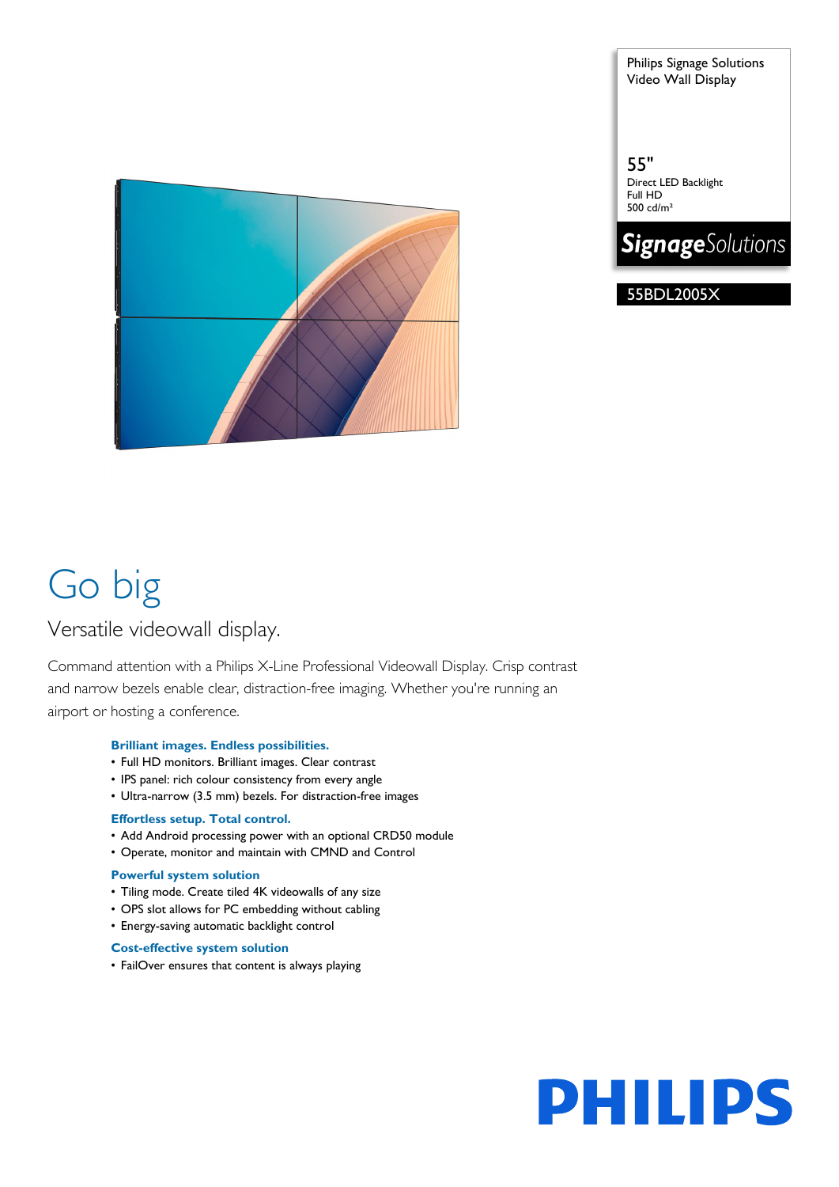Philips Signage Solutions
Video Wall Display

55"
Direct LED Backlight
Full HD
500 cd/m²

*Signage*Solutions

55BDL2005X

# Go big

## Versatile videowall display.

Command attention with a Philips X-Line Professional Videowall Display. Crisp contrast and narrow bezels enable clear, distraction-free imaging. Whether you're running an airport or hosting a conference.

### Brilliant images. Endless possibilities.

- Full HD monitors. Brilliant images. Clear contrast
- IPS panel: rich colour consistency from every angle
- Ultra-narrow (3.5 mm) bezels. For distraction-free images

### Effortless setup. Total control.

- Add Android processing power with an optional CRD50 module
- Operate, monitor and maintain with CMND and Control

### Powerful system solution

- Tiling mode. Create tiled 4K videowalls of any size
- OPS slot allows for PC embedding without cabling
- Energy-saving automatic backlight control

### Cost-effective system solution

- FailOver ensures that content is always playing

PHILIPS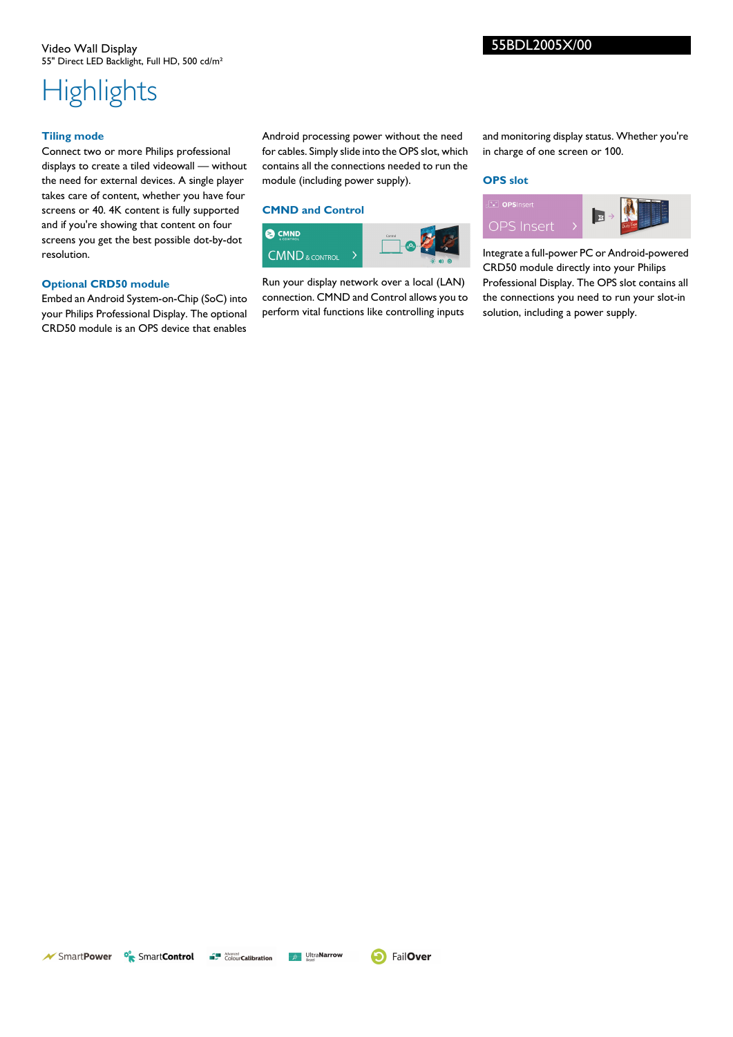Video Wall Display

55" Direct LED Backlight, Full HD, 500 cd/m²

55BDL2005X/00

# Highlights

### Tiling mode

Connect two or more Philips professional displays to create a tiled videowall — without the need for external devices. A single player takes care of content, whether you have four screens or 40. 4K content is fully supported and if you're showing that content on four screens you get the best possible dot-by-dot resolution.

### Optional CRD50 module

Embed an Android System-on-Chip (SoC) into your Philips Professional Display. The optional CRD50 module is an OPS device that enables Android processing power without the need for cables. Simply slide into the OPS slot, which contains all the connections needed to run the module (including power supply).

### CMND and Control

Run your display network over a local (LAN) connection. CMND and Control allows you to perform vital functions like controlling inputs and monitoring display status. Whether you're in charge of one screen or 100.

### OPS slot

Integrate a full-power PC or Android-powered CRD50 module directly into your Philips Professional Display. The OPS slot contains all the connections you need to run your slot-in solution, including a power supply.

SmartPower SmartControl Advanced ColourCalibration UltraNarrow Bezel FailOver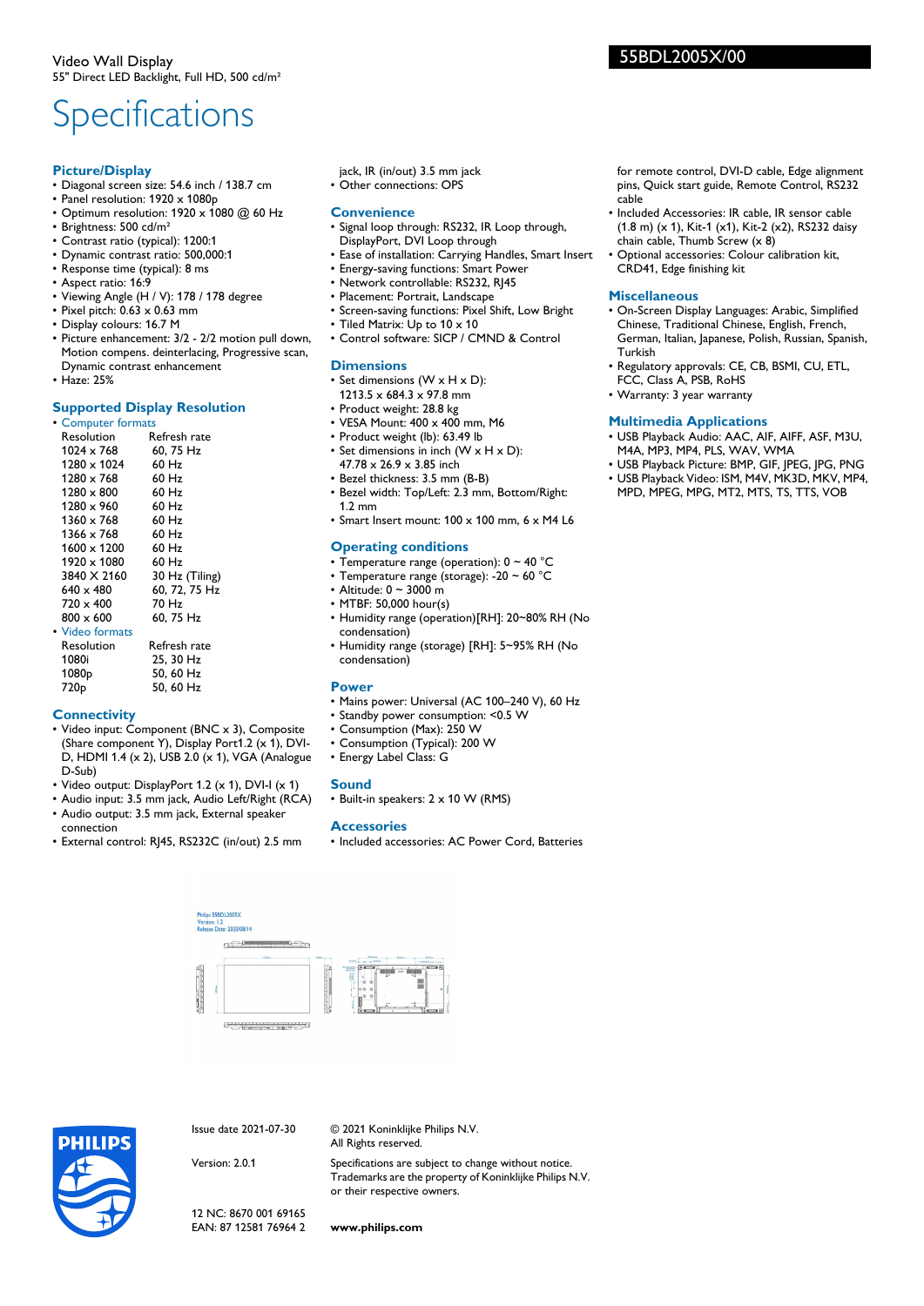Video Wall Display
55" Direct LED Backlight, Full HD, 500 cd/m²

55BDL2005X/00

# Specifications

## Picture/Display

- Diagonal screen size: 54.6 inch / 138.7 cm
- Panel resolution: 1920 x 1080p
- Optimum resolution: 1920 x 1080 @ 60 Hz
- Brightness: 500 cd/m²
- Contrast ratio (typical): 1200:1
- Dynamic contrast ratio: 500,000:1
- Response time (typical): 8 ms
- Aspect ratio: 16:9
- Viewing Angle (H / V): 178 / 178 degree
- Pixel pitch: 0.63 x 0.63 mm
- Display colours: 16.7 M
- Picture enhancement: 3/2 - 2/2 motion pull down, Motion compens. deinterlacing, Progressive scan, Dynamic contrast enhancement
- Haze: 25%

## Supported Display Resolution

- Computer formats

| Resolution | Refresh rate |
|---|---|
| 1024 x 768 | 60, 75 Hz |
| 1280 x 1024 | 60 Hz |
| 1280 x 768 | 60 Hz |
| 1280 x 800 | 60 Hz |
| 1280 x 960 | 60 Hz |
| 1360 x 768 | 60 Hz |
| 1366 x 768 | 60 Hz |
| 1600 x 1200 | 60 Hz |
| 1920 x 1080 | 60 Hz |
| 3840 X 2160 | 30 Hz (Tiling) |
| 640 x 480 | 60, 72, 75 Hz |
| 720 x 400 | 70 Hz |
| 800 x 600 | 60, 75 Hz |

- Video formats

| Resolution | Refresh rate |
|---|---|
| 1080i | 25, 30 Hz |
| 1080p | 50, 60 Hz |
| 720p | 50, 60 Hz |

## Connectivity

- Video input: Component (BNC x 3), Composite (Share component Y), Display Port1.2 (x 1), DVI-D, HDMI 1.4 (x 2), USB 2.0 (x 1), VGA (Analogue D-Sub)
- Video output: DisplayPort 1.2 (x 1), DVI-I (x 1)
- Audio input: 3.5 mm jack, Audio Left/Right (RCA)
- Audio output: 3.5 mm jack, External speaker connection
- External control: RJ45, RS232C (in/out) 2.5 mm jack, IR (in/out) 3.5 mm jack
- Other connections: OPS

## Convenience

- Signal loop through: RS232, IR Loop through, DisplayPort, DVI Loop through
- Ease of installation: Carrying Handles, Smart Insert
- Energy-saving functions: Smart Power
- Network controllable: RS232, RJ45
- Placement: Portrait, Landscape
- Screen-saving functions: Pixel Shift, Low Bright
- Tiled Matrix: Up to 10 x 10
- Control software: SICP / CMND & Control

## Dimensions

- Set dimensions (W x H x D): 1213.5 x 684.3 x 97.8 mm
- Product weight: 28.8 kg
- VESA Mount: 400 x 400 mm, M6
- Product weight (lb): 63.49 lb
- Set dimensions in inch (W x H x D): 47.78 x 26.9 x 3.85 inch
- Bezel thickness: 3.5 mm (B-B)
- Bezel width: Top/Left: 2.3 mm, Bottom/Right: 1.2 mm
- Smart Insert mount: 100 x 100 mm, 6 x M4 L6

## Operating conditions

- Temperature range (operation): 0 ~ 40 °C
- Temperature range (storage): -20 ~ 60 °C
- Altitude: 0 ~ 3000 m
- MTBF: 50,000 hour(s)
- Humidity range (operation)[RH]: 20~80% RH (No condensation)
- Humidity range (storage) [RH]: 5~95% RH (No condensation)

## Power

- Mains power: Universal (AC 100–240 V), 60 Hz
- Standby power consumption: <0.5 W
- Consumption (Max): 250 W
- Consumption (Typical): 200 W
- Energy Label Class: G

## Sound

- Built-in speakers: 2 x 10 W (RMS)

## Accessories

- Included accessories: AC Power Cord, Batteries for remote control, DVI-D cable, Edge alignment pins, Quick start guide, Remote Control, RS232 cable
- Included Accessories: IR cable, IR sensor cable (1.8 m) (x 1), Kit-1 (x1), Kit-2 (x2), RS232 daisy chain cable, Thumb Screw (x 8)
- Optional accessories: Colour calibration kit, CRD41, Edge finishing kit

## Miscellaneous

- On-Screen Display Languages: Arabic, Simplified Chinese, Traditional Chinese, English, French, German, Italian, Japanese, Polish, Russian, Spanish, Turkish
- Regulatory approvals: CE, CB, BSMI, CU, ETL, FCC, Class A, PSB, RoHS
- Warranty: 3 year warranty

## Multimedia Applications

- USB Playback Audio: AAC, AIF, AIFF, ASF, M3U, M4A, MP3, MP4, PLS, WAV, WMA
- USB Playback Picture: BMP, GIF, JPEG, JPG, PNG
- USB Playback Video: ISM, M4V, MK3D, MKV, MP4, MPD, MPEG, MPG, MT2, MTS, TS, TTS, VOB

Philips 55BDL2005X
Version: 1.2
Release Date: 2020/08/14

Issue date 2021-07-30

Version: 2.0.1

12 NC: 8670 001 69165
EAN: 87 12581 76964 2

© 2021 Koninklijke Philips N.V.
All Rights reserved.

Specifications are subject to change without notice. Trademarks are the property of Koninklijke Philips N.V. or their respective owners.

www.philips.com